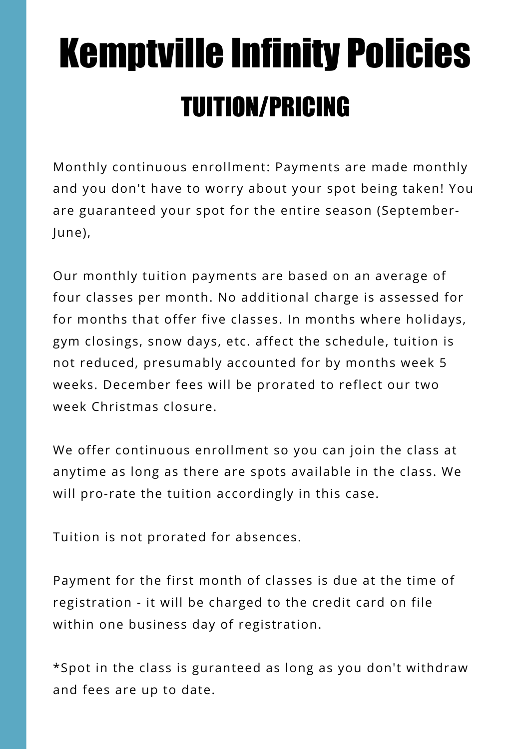# Kemptville Infinity Policies

## TUITION/PRICING

Monthly continuous enrollment: Payments are made monthly and you don't have to worry about your spot being taken! You are guaranteed your spot for the entire season (September-June),

Our monthly tuition payments are based on an average of four classes per month. No additional charge is assessed for for months that offer five classes. In months where holidays, gym closings, snow days, etc. affect the schedule, tuition is not reduced, presumably accounted for by months week 5 weeks. December fees will be prorated to reflect our two week Christmas closure.

We offer continuous enrollment so you can join the class at anytime as long as there are spots available in the class. We will pro-rate the tuition accordingly in this case.

Tuition is not prorated for absences.

Payment for the first month of classes is due at the time of registration - it will be charged to the credit card on file within one business day of registration.

*Spot in the class is guranteed as long as you don't withdraw and fees are up to date.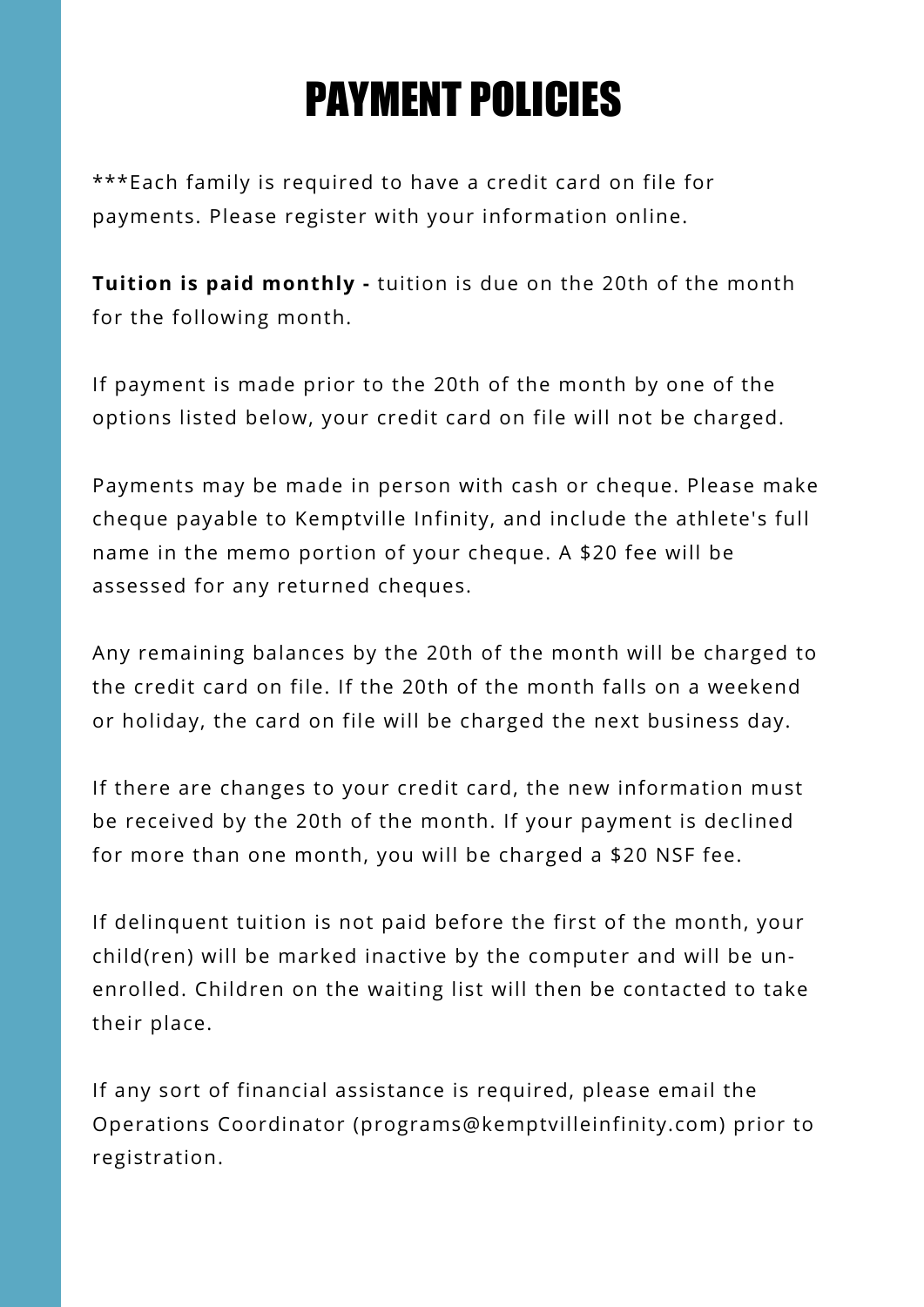# PAYMENT POLICIES

***Each family is required to have a credit card on file for payments. Please register with your information online.

**Tuition is paid monthly -** tuition is due on the 20th of the month for the following month.

If payment is made prior to the 20th of the month by one of the options listed below, your credit card on file will not be charged.

Payments may be made in person with cash or cheque. Please make cheque payable to Kemptville Infinity, and include the athlete's full name in the memo portion of your cheque. A $20 fee will be assessed for any returned cheques.

Any remaining balances by the 20th of the month will be charged to the credit card on file. If the 20th of the month falls on a weekend or holiday, the card on file will be charged the next business day.

If there are changes to your credit card, the new information must be received by the 20th of the month. If your payment is declined for more than one month, you will be charged a $20 NSF fee.

If delinquent tuition is not paid before the first of the month, your child(ren) will be marked inactive by the computer and will be un-enrolled. Children on the waiting list will then be contacted to take their place.

If any sort of financial assistance is required, please email the Operations Coordinator (programs@kemptvilleinfinity.com) prior to registration.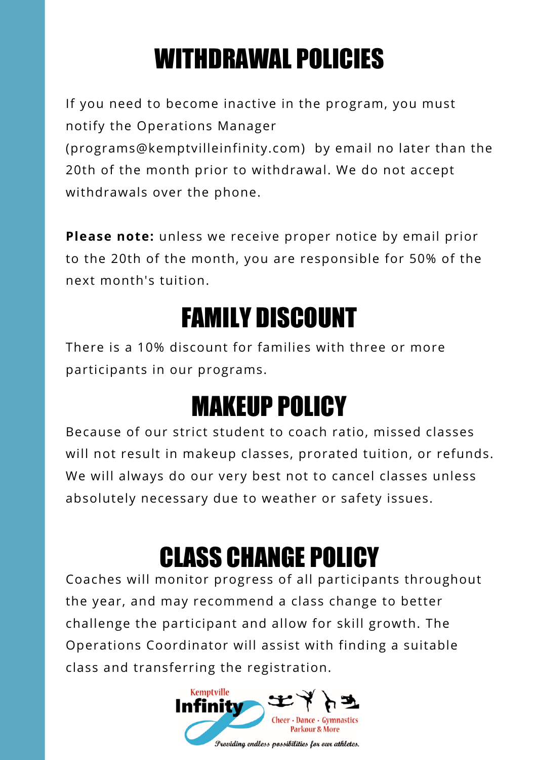# WITHDRAWAL POLICIES

If you need to become inactive in the program, you must notify the Operations Manager (programs@kemptvilleinfinity.com) by email no later than the 20th of the month prior to withdrawal. We do not accept withdrawals over the phone.

**Please note:** unless we receive proper notice by email prior to the 20th of the month, you are responsible for 50% of the next month's tuition.

# FAMILY DISCOUNT

There is a 10% discount for families with three or more participants in our programs.

# MAKEUP POLICY

Because of our strict student to coach ratio, missed classes will not result in makeup classes, prorated tuition, or refunds. We will always do our very best not to cancel classes unless absolutely necessary due to weather or safety issues.

# CLASS CHANGE POLICY

Coaches will monitor progress of all participants throughout the year, and may recommend a class change to better challenge the participant and allow for skill growth. The Operations Coordinator will assist with finding a suitable class and transferring the registration.

Kemptville Infinity

Cheer · Dance · Gymnastics Parkour & More

*Providing endless possibilities for our athletes.*